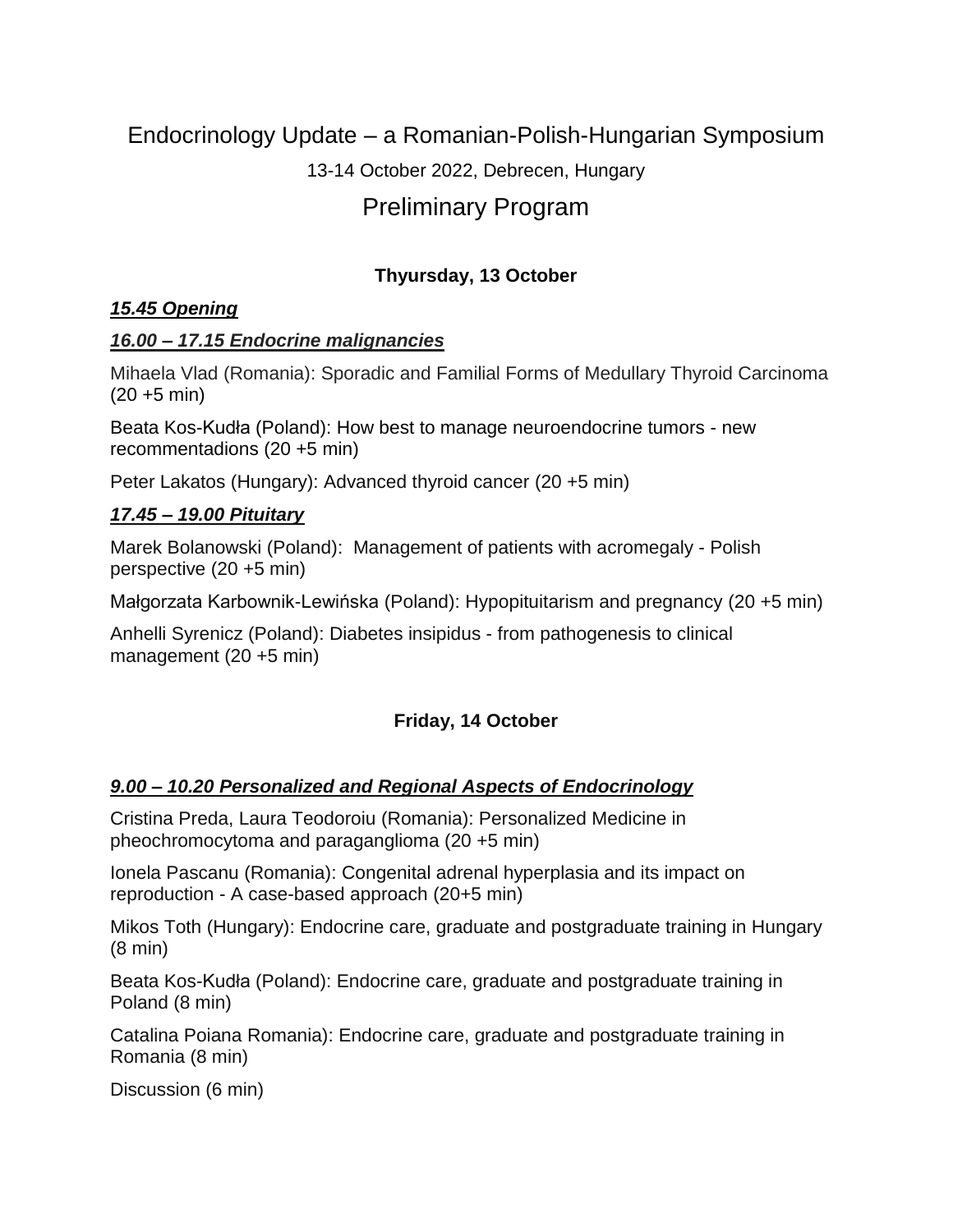# Endocrinology Update – a Romanian-Polish-Hungarian Symposium

13-14 October 2022, Debrecen, Hungary

## Preliminary Program

### Thyursday, 13 October

***15.45 Opening***

***16.00 – 17.15 Endocrine malignancies***

Mihaela Vlad (Romania): Sporadic and Familial Forms of Medullary Thyroid Carcinoma (20 +5 min)

Beata Kos-Kudła (Poland): How best to manage neuroendocrine tumors - new recommentadions (20 +5 min)

Peter Lakatos (Hungary): Advanced thyroid cancer (20 +5 min)

***17.45 – 19.00 Pituitary***

Marek Bolanowski (Poland): Management of patients with acromegaly - Polish perspective (20 +5 min)

Małgorzata Karbownik-Lewińska (Poland): Hypopituitarism and pregnancy (20 +5 min)

Anhelli Syrenicz (Poland): Diabetes insipidus - from pathogenesis to clinical management (20 +5 min)

### Friday, 14 October

***9.00 – 10.20 Personalized and Regional Aspects of Endocrinology***

Cristina Preda, Laura Teodoroiu (Romania): Personalized Medicine in pheochromocytoma and paraganglioma (20 +5 min)

Ionela Pascanu (Romania): Congenital adrenal hyperplasia and its impact on reproduction - A case-based approach (20+5 min)

Mikos Toth (Hungary): Endocrine care, graduate and postgraduate training in Hungary (8 min)

Beata Kos-Kudła (Poland): Endocrine care, graduate and postgraduate training in Poland (8 min)

Catalina Poiana Romania): Endocrine care, graduate and postgraduate training in Romania (8 min)

Discussion (6 min)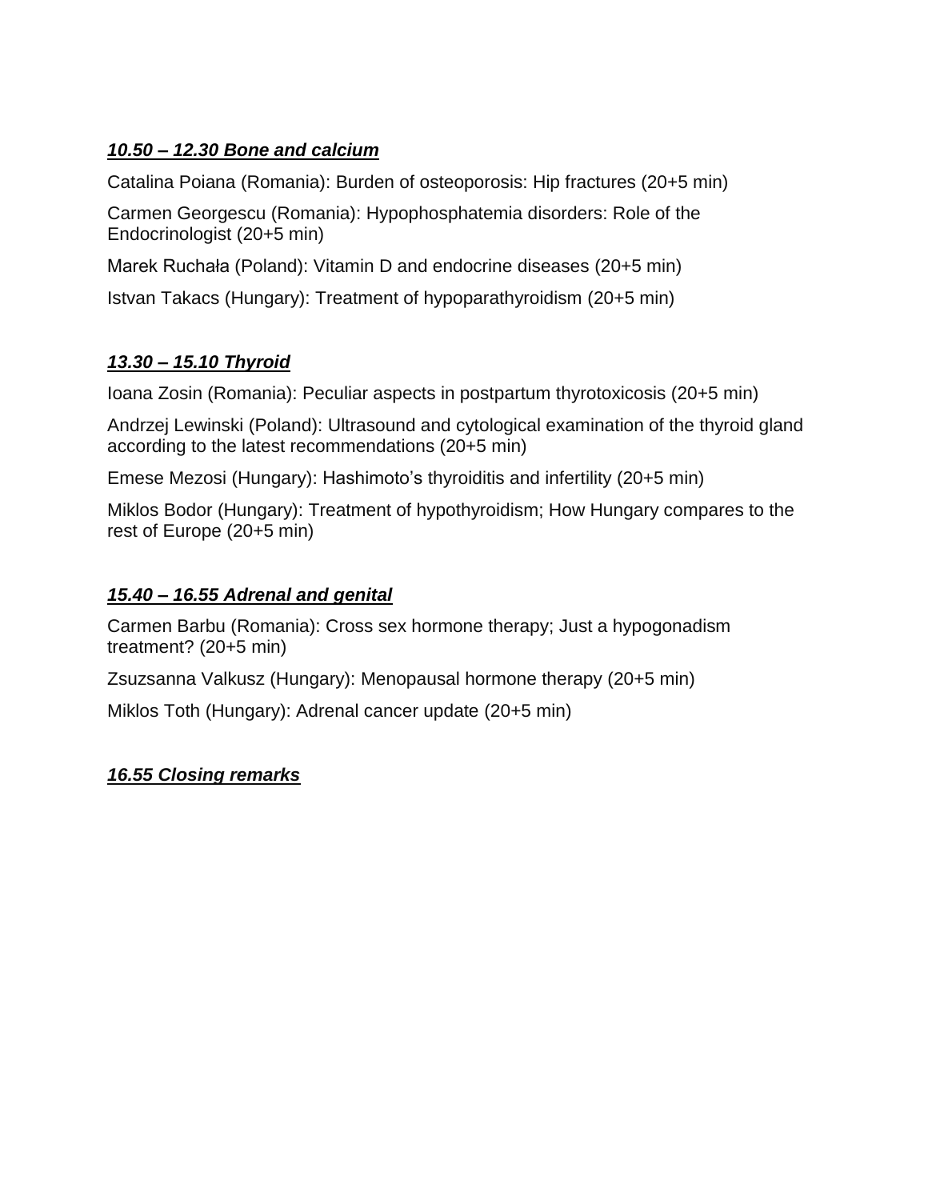***10.50 – 12.30 Bone and calcium***

Catalina Poiana (Romania): Burden of osteoporosis: Hip fractures (20+5 min)

Carmen Georgescu (Romania): Hypophosphatemia disorders: Role of the Endocrinologist (20+5 min)

Marek Ruchała (Poland): Vitamin D and endocrine diseases (20+5 min)

Istvan Takacs (Hungary): Treatment of hypoparathyroidism (20+5 min)

***13.30 – 15.10 Thyroid***

Ioana Zosin (Romania): Peculiar aspects in postpartum thyrotoxicosis (20+5 min)

Andrzej Lewinski (Poland): Ultrasound and cytological examination of the thyroid gland according to the latest recommendations (20+5 min)

Emese Mezosi (Hungary): Hashimoto's thyroiditis and infertility (20+5 min)

Miklos Bodor (Hungary): Treatment of hypothyroidism; How Hungary compares to the rest of Europe (20+5 min)

***15.40 – 16.55 Adrenal and genital***

Carmen Barbu (Romania): Cross sex hormone therapy; Just a hypogonadism treatment? (20+5 min)

Zsuzsanna Valkusz (Hungary): Menopausal hormone therapy (20+5 min)

Miklos Toth (Hungary): Adrenal cancer update (20+5 min)

***16.55 Closing remarks***